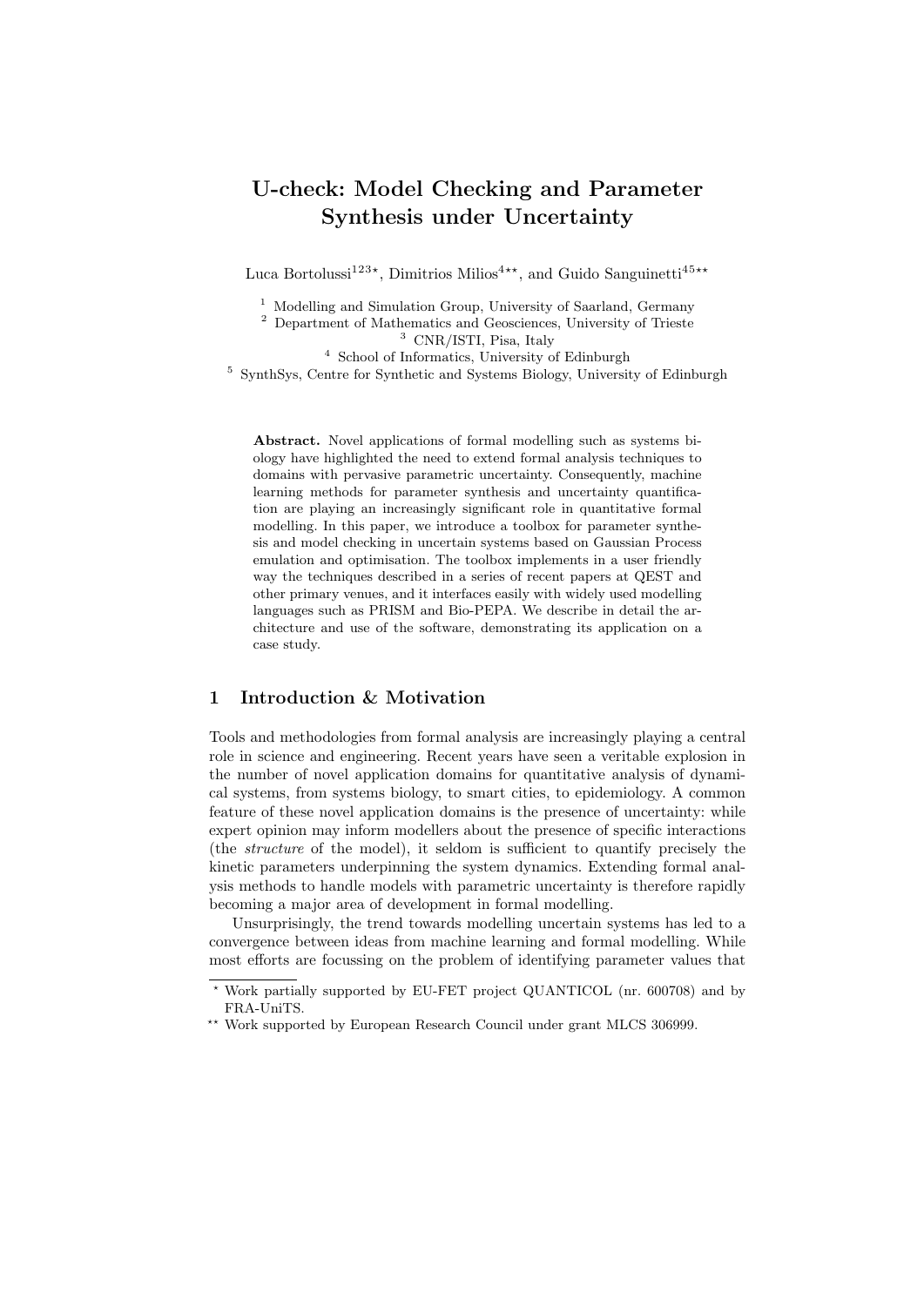# U-check: Model Checking and Parameter Synthesis under Uncertainty

Luca Bortolussi[1,2,3,⋆], Dimitrios Milios[4,⋆⋆], and Guido Sanguinetti[4,5,⋆⋆]

[1] Modelling and Simulation Group, University of Saarland, Germany
[2] Department of Mathematics and Geosciences, University of Trieste
[3] CNR/ISTI, Pisa, Italy
[4] School of Informatics, University of Edinburgh
[5] SynthSys, Centre for Synthetic and Systems Biology, University of Edinburgh

**Abstract.** Novel applications of formal modelling such as systems biology have highlighted the need to extend formal analysis techniques to domains with pervasive parametric uncertainty. Consequently, machine learning methods for parameter synthesis and uncertainty quantification are playing an increasingly significant role in quantitative formal modelling. In this paper, we introduce a toolbox for parameter synthesis and model checking in uncertain systems based on Gaussian Process emulation and optimisation. The toolbox implements in a user friendly way the techniques described in a series of recent papers at QEST and other primary venues, and it interfaces easily with widely used modelling languages such as PRISM and Bio-PEPA. We describe in detail the architecture and use of the software, demonstrating its application on a case study.

## 1 Introduction & Motivation

Tools and methodologies from formal analysis are increasingly playing a central role in science and engineering. Recent years have seen a veritable explosion in the number of novel application domains for quantitative analysis of dynamical systems, from systems biology, to smart cities, to epidemiology. A common feature of these novel application domains is the presence of uncertainty: while expert opinion may inform modellers about the presence of specific interactions (the *structure* of the model), it seldom is sufficient to quantify precisely the kinetic parameters underpinning the system dynamics. Extending formal analysis methods to handle models with parametric uncertainty is therefore rapidly becoming a major area of development in formal modelling.

Unsurprisingly, the trend towards modelling uncertain systems has led to a convergence between ideas from machine learning and formal modelling. While most efforts are focussing on the problem of identifying parameter values that

⋆ Work partially supported by EU-FET project QUANTICOL (nr. 600708) and by FRA-UniTS.

⋆⋆ Work supported by European Research Council under grant MLCS 306999.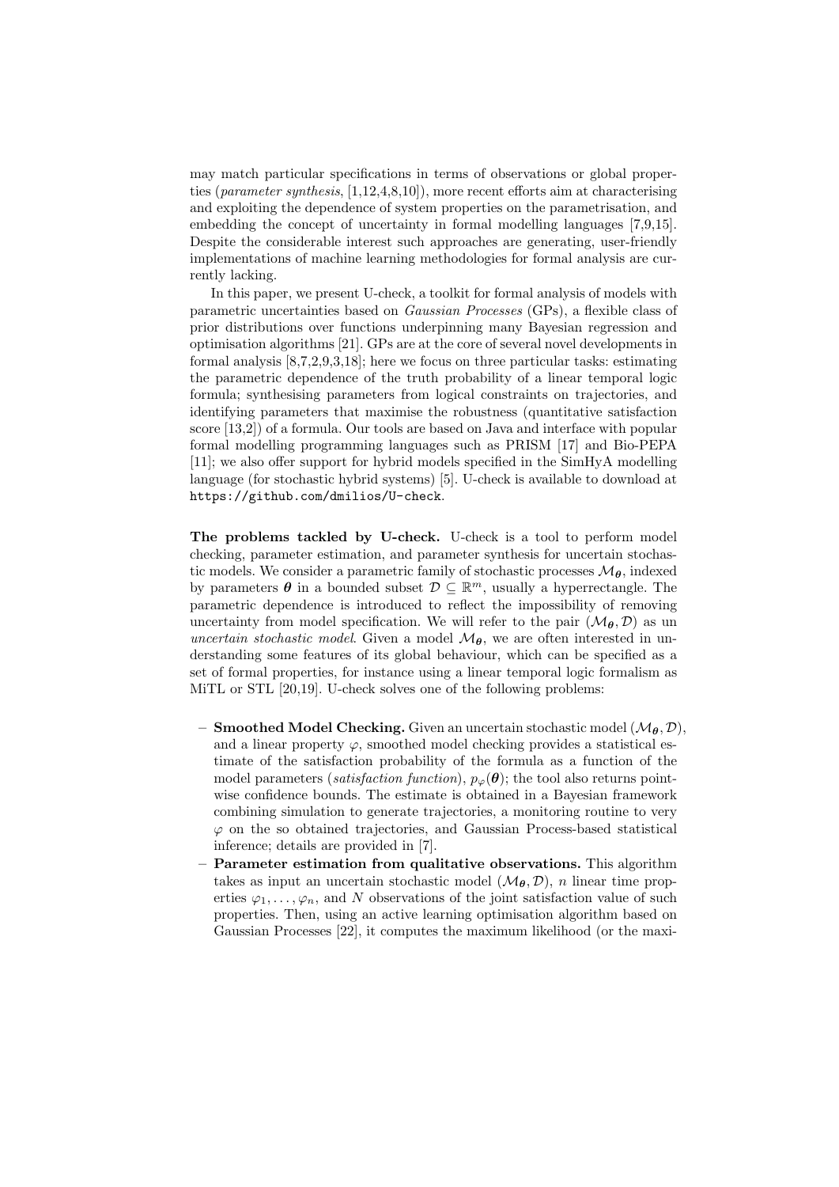may match particular specifications in terms of observations or global properties (*parameter synthesis*, [1,12,4,8,10]), more recent efforts aim at characterising and exploiting the dependence of system properties on the parametrisation, and embedding the concept of uncertainty in formal modelling languages [7,9,15]. Despite the considerable interest such approaches are generating, user-friendly implementations of machine learning methodologies for formal analysis are currently lacking.

In this paper, we present U-check, a toolkit for formal analysis of models with parametric uncertainties based on *Gaussian Processes* (GPs), a flexible class of prior distributions over functions underpinning many Bayesian regression and optimisation algorithms [21]. GPs are at the core of several novel developments in formal analysis [8,7,2,9,3,18]; here we focus on three particular tasks: estimating the parametric dependence of the truth probability of a linear temporal logic formula; synthesising parameters from logical constraints on trajectories, and identifying parameters that maximise the robustness (quantitative satisfaction score [13,2]) of a formula. Our tools are based on Java and interface with popular formal modelling programming languages such as PRISM [17] and Bio-PEPA [11]; we also offer support for hybrid models specified in the SimHyA modelling language (for stochastic hybrid systems) [5]. U-check is available to download at `https://github.com/dmilios/U-check`.

**The problems tackled by U-check.** U-check is a tool to perform model checking, parameter estimation, and parameter synthesis for uncertain stochastic models. We consider a parametric family of stochastic processes $\mathcal{M}_{\boldsymbol{\theta}}$, indexed by parameters $\boldsymbol{\theta}$ in a bounded subset $\mathcal{D} \subseteq \mathbb{R}^m$, usually a hyperrectangle. The parametric dependence is introduced to reflect the impossibility of removing uncertainty from model specification. We will refer to the pair $(\mathcal{M}_{\boldsymbol{\theta}}, \mathcal{D})$ as un *uncertain stochastic model*. Given a model $\mathcal{M}_{\boldsymbol{\theta}}$, we are often interested in understanding some features of its global behaviour, which can be specified as a set of formal properties, for instance using a linear temporal logic formalism as MiTL or STL [20,19]. U-check solves one of the following problems:

- **Smoothed Model Checking.** Given an uncertain stochastic model $(\mathcal{M}_{\boldsymbol{\theta}}, \mathcal{D})$, and a linear property $\varphi$, smoothed model checking provides a statistical estimate of the satisfaction probability of the formula as a function of the model parameters (*satisfaction function*), $p_\varphi(\boldsymbol{\theta})$; the tool also returns pointwise confidence bounds. The estimate is obtained in a Bayesian framework combining simulation to generate trajectories, a monitoring routine to very $\varphi$ on the so obtained trajectories, and Gaussian Process-based statistical inference; details are provided in [7].
- **Parameter estimation from qualitative observations.** This algorithm takes as input an uncertain stochastic model $(\mathcal{M}_{\boldsymbol{\theta}}, \mathcal{D})$, $n$ linear time properties $\varphi_1, \ldots, \varphi_n$, and $N$ observations of the joint satisfaction value of such properties. Then, using an active learning optimisation algorithm based on Gaussian Processes [22], it computes the maximum likelihood (or the maxi-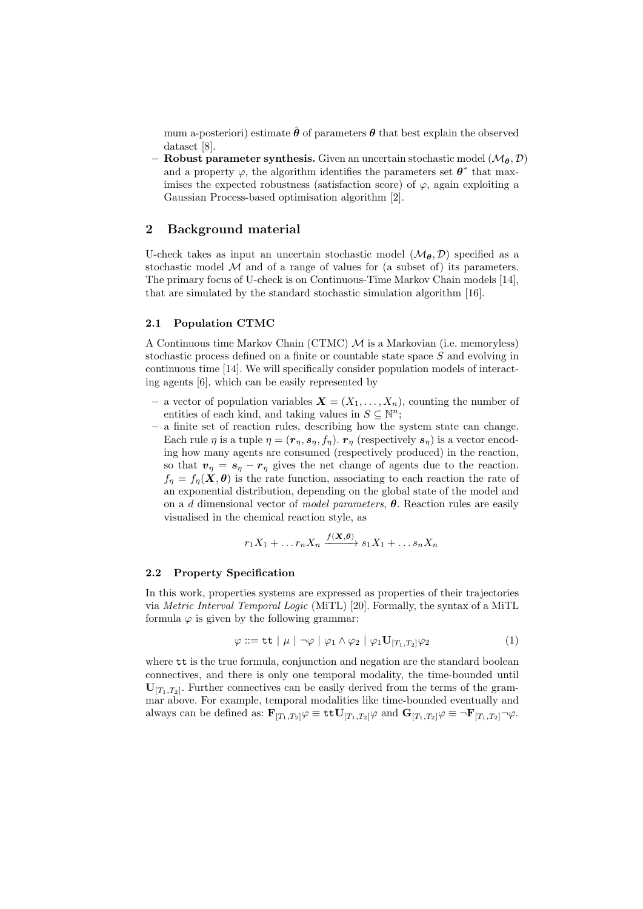mum a-posteriori) estimate $\hat{\boldsymbol{\theta}}$ of parameters $\boldsymbol{\theta}$ that best explain the observed dataset [8].

- **Robust parameter synthesis.** Given an uncertain stochastic model $(\mathcal{M}_{\boldsymbol{\theta}}, \mathcal{D})$ and a property $\varphi$, the algorithm identifies the parameters set $\boldsymbol{\theta}^*$ that maximises the expected robustness (satisfaction score) of $\varphi$, again exploiting a Gaussian Process-based optimisation algorithm [2].

## 2 Background material

U-check takes as input an uncertain stochastic model $(\mathcal{M}_{\boldsymbol{\theta}}, \mathcal{D})$ specified as a stochastic model $\mathcal{M}$ and of a range of values for (a subset of) its parameters. The primary focus of U-check is on Continuous-Time Markov Chain models [14], that are simulated by the standard stochastic simulation algorithm [16].

### 2.1 Population CTMC

A Continuous time Markov Chain (CTMC) $\mathcal{M}$ is a Markovian (i.e. memoryless) stochastic process defined on a finite or countable state space $S$ and evolving in continuous time [14]. We will specifically consider population models of interacting agents [6], which can be easily represented by

- a vector of population variables $\boldsymbol{X} = (X_1, \ldots, X_n)$, counting the number of entities of each kind, and taking values in $S \subseteq \mathbb{N}^n$;
- a finite set of reaction rules, describing how the system state can change. Each rule $\eta$ is a tuple $\eta = (\boldsymbol{r}_\eta, \boldsymbol{s}_\eta, f_\eta)$. $\boldsymbol{r}_\eta$ (respectively $\boldsymbol{s}_\eta$) is a vector encoding how many agents are consumed (respectively produced) in the reaction, so that $\boldsymbol{v}_\eta = \boldsymbol{s}_\eta - \boldsymbol{r}_\eta$ gives the net change of agents due to the reaction. $f_\eta = f_\eta(\boldsymbol{X}, \boldsymbol{\theta})$ is the rate function, associating to each reaction the rate of an exponential distribution, depending on the global state of the model and on a $d$ dimensional vector of *model parameters*, $\boldsymbol{\theta}$. Reaction rules are easily visualised in the chemical reaction style, as

$$r_1 X_1 + \ldots r_n X_n \xrightarrow{f(\boldsymbol{X}, \boldsymbol{\theta})} s_1 X_1 + \ldots s_n X_n$$

### 2.2 Property Specification

In this work, properties systems are expressed as properties of their trajectories via *Metric Interval Temporal Logic* (MiTL) [20]. Formally, the syntax of a MiTL formula $\varphi$ is given by the following grammar:

$$\varphi ::= \mathtt{tt} \mid \mu \mid \neg\varphi \mid \varphi_1 \wedge \varphi_2 \mid \varphi_1 \mathbf{U}_{[T_1,T_2]} \varphi_2 \tag{1}$$

where $\mathtt{tt}$ is the true formula, conjunction and negation are the standard boolean connectives, and there is only one temporal modality, the time-bounded until $\mathbf{U}_{[T_1,T_2]}$. Further connectives can be easily derived from the terms of the grammar above. For example, temporal modalities like time-bounded eventually and always can be defined as: $\mathbf{F}_{[T_1,T_2]}\varphi \equiv \mathtt{tt}\mathbf{U}_{[T_1,T_2]}\varphi$ and $\mathbf{G}_{[T_1,T_2]}\varphi \equiv \neg\mathbf{F}_{[T_1,T_2]}\neg\varphi$.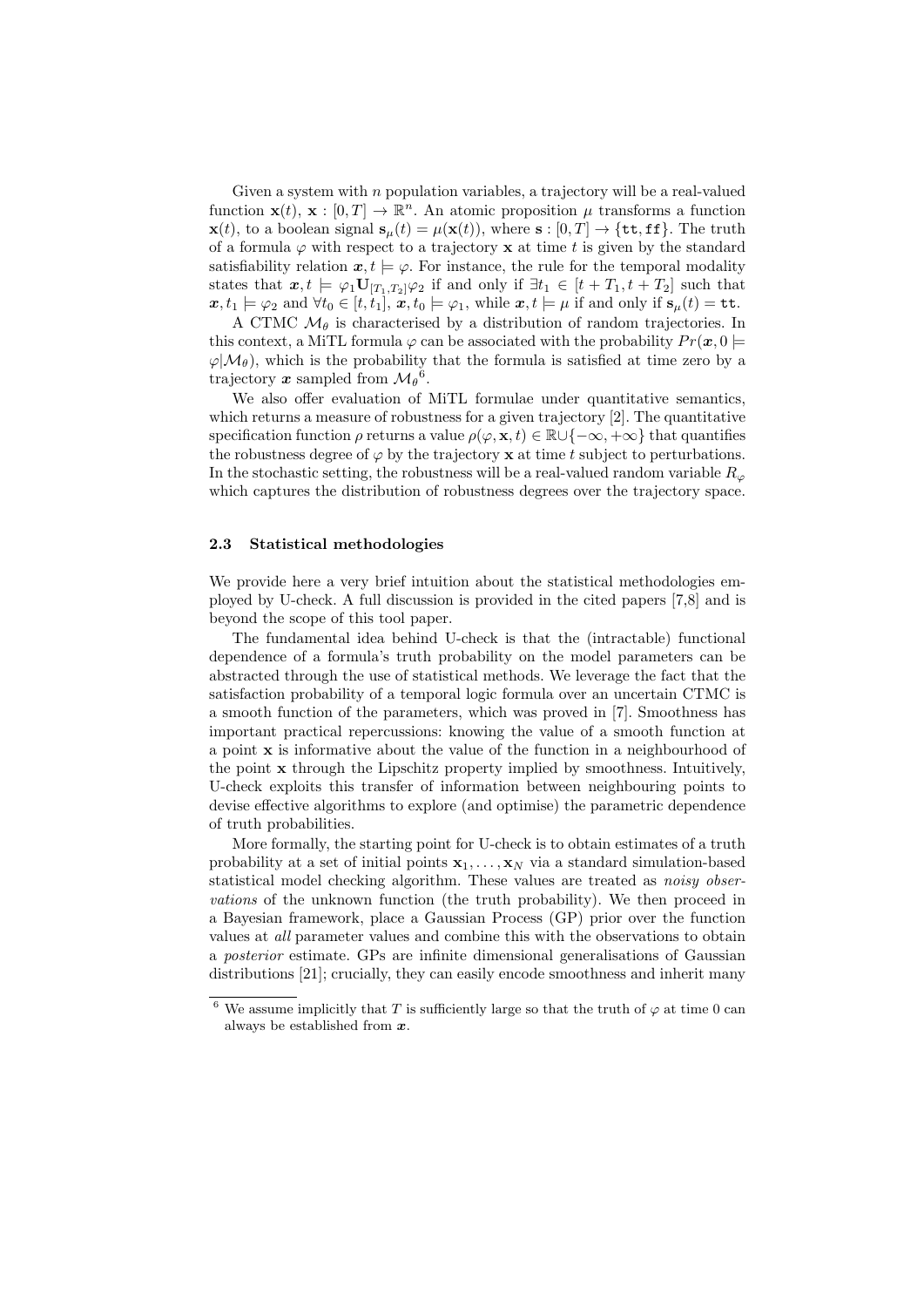Given a system with $n$ population variables, a trajectory will be a real-valued function $\mathbf{x}(t)$, $\mathbf{x} : [0, T] \to \mathbb{R}^n$. An atomic proposition $\mu$ transforms a function $\mathbf{x}(t)$, to a boolean signal $\mathbf{s}_\mu(t) = \mu(\mathbf{x}(t))$, where $\mathbf{s} : [0, T] \to \{\mathtt{tt}, \mathtt{ff}\}$. The truth of a formula $\varphi$ with respect to a trajectory $\mathbf{x}$ at time $t$ is given by the standard satisfiability relation $\boldsymbol{x}, t \models \varphi$. For instance, the rule for the temporal modality states that $\boldsymbol{x}, t \models \varphi_1 \mathbf{U}_{[T_1,T_2]} \varphi_2$ if and only if $\exists t_1 \in [t + T_1, t + T_2]$ such that $\boldsymbol{x}, t_1 \models \varphi_2$ and $\forall t_0 \in [t, t_1]$, $\boldsymbol{x}, t_0 \models \varphi_1$, while $\boldsymbol{x}, t \models \mu$ if and only if $\mathbf{s}_\mu(t) = \mathtt{tt}$.

A CTMC $\mathcal{M}_\theta$ is characterised by a distribution of random trajectories. In this context, a MiTL formula $\varphi$ can be associated with the probability $Pr(\boldsymbol{x}, 0 \models \varphi | \mathcal{M}_\theta)$, which is the probability that the formula is satisfied at time zero by a trajectory $\boldsymbol{x}$ sampled from $\mathcal{M}_\theta$[6].

We also offer evaluation of MiTL formulae under quantitative semantics, which returns a measure of robustness for a given trajectory [2]. The quantitative specification function $\rho$ returns a value $\rho(\varphi, \mathbf{x}, t) \in \mathbb{R} \cup \{-\infty, +\infty\}$ that quantifies the robustness degree of $\varphi$ by the trajectory $\mathbf{x}$ at time $t$ subject to perturbations. In the stochastic setting, the robustness will be a real-valued random variable $R_\varphi$ which captures the distribution of robustness degrees over the trajectory space.

### 2.3 Statistical methodologies

We provide here a very brief intuition about the statistical methodologies employed by U-check. A full discussion is provided in the cited papers [7,8] and is beyond the scope of this tool paper.

The fundamental idea behind U-check is that the (intractable) functional dependence of a formula's truth probability on the model parameters can be abstracted through the use of statistical methods. We leverage the fact that the satisfaction probability of a temporal logic formula over an uncertain CTMC is a smooth function of the parameters, which was proved in [7]. Smoothness has important practical repercussions: knowing the value of a smooth function at a point $\mathbf{x}$ is informative about the value of the function in a neighbourhood of the point $\mathbf{x}$ through the Lipschitz property implied by smoothness. Intuitively, U-check exploits this transfer of information between neighbouring points to devise effective algorithms to explore (and optimise) the parametric dependence of truth probabilities.

More formally, the starting point for U-check is to obtain estimates of a truth probability at a set of initial points $\mathbf{x}_1, \ldots, \mathbf{x}_N$ via a standard simulation-based statistical model checking algorithm. These values are treated as *noisy observations* of the unknown function (the truth probability). We then proceed in a Bayesian framework, place a Gaussian Process (GP) prior over the function values at *all* parameter values and combine this with the observations to obtain a *posterior* estimate. GPs are infinite dimensional generalisations of Gaussian distributions [21]; crucially, they can easily encode smoothness and inherit many

[6] We assume implicitly that $T$ is sufficiently large so that the truth of $\varphi$ at time 0 can always be established from $\boldsymbol{x}$.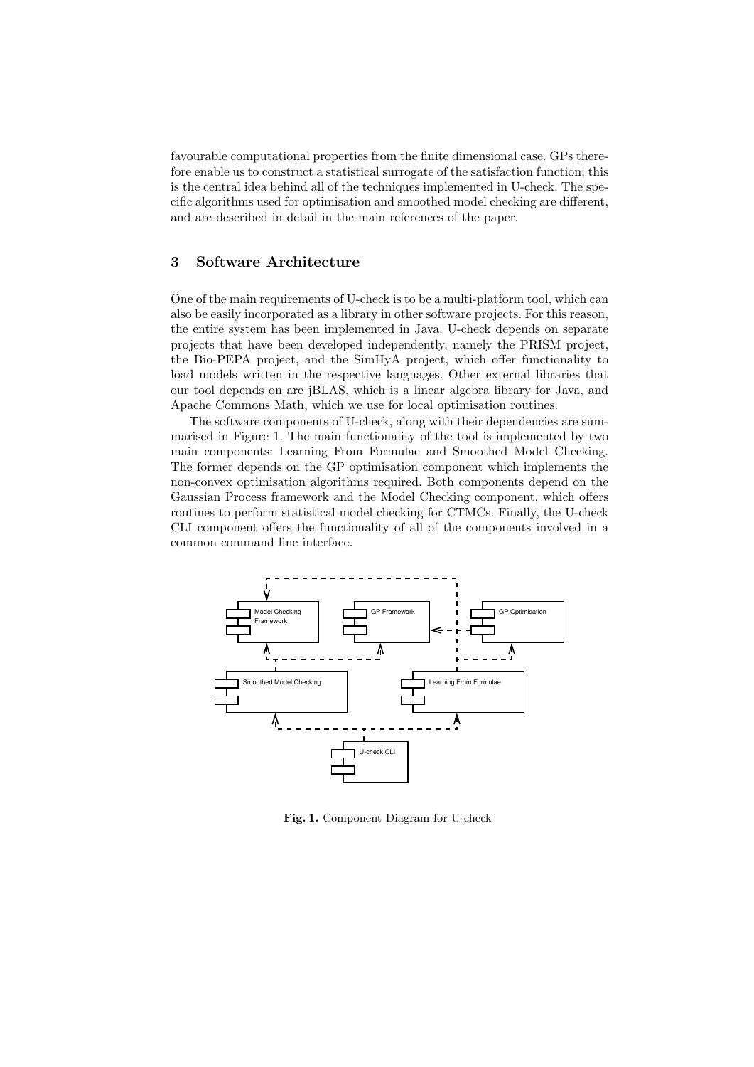favourable computational properties from the finite dimensional case. GPs therefore enable us to construct a statistical surrogate of the satisfaction function; this is the central idea behind all of the techniques implemented in U-check. The specific algorithms used for optimisation and smoothed model checking are different, and are described in detail in the main references of the paper.

## 3 Software Architecture

One of the main requirements of U-check is to be a multi-platform tool, which can also be easily incorporated as a library in other software projects. For this reason, the entire system has been implemented in Java. U-check depends on separate projects that have been developed independently, namely the PRISM project, the Bio-PEPA project, and the SimHyA project, which offer functionality to load models written in the respective languages. Other external libraries that our tool depends on are jBLAS, which is a linear algebra library for Java, and Apache Commons Math, which we use for local optimisation routines.

The software components of U-check, along with their dependencies are summarised in Figure 1. The main functionality of the tool is implemented by two main components: Learning From Formulae and Smoothed Model Checking. The former depends on the GP optimisation component which implements the non-convex optimisation algorithms required. Both components depend on the Gaussian Process framework and the Model Checking component, which offers routines to perform statistical model checking for CTMCs. Finally, the U-check CLI component offers the functionality of all of the components involved in a common command line interface.

**Fig. 1.** Component Diagram for U-check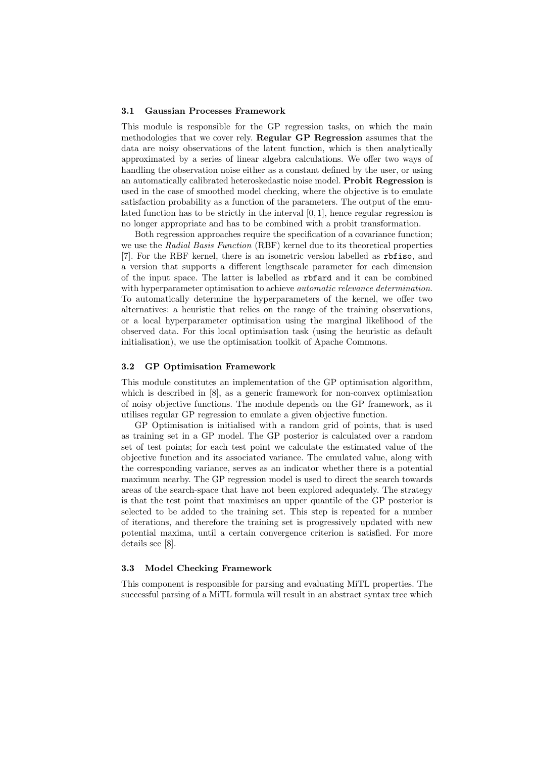### 3.1 Gaussian Processes Framework

This module is responsible for the GP regression tasks, on which the main methodologies that we cover rely. **Regular GP Regression** assumes that the data are noisy observations of the latent function, which is then analytically approximated by a series of linear algebra calculations. We offer two ways of handling the observation noise either as a constant defined by the user, or using an automatically calibrated heteroskedastic noise model. **Probit Regression** is used in the case of smoothed model checking, where the objective is to emulate satisfaction probability as a function of the parameters. The output of the emulated function has to be strictly in the interval $[0, 1]$, hence regular regression is no longer appropriate and has to be combined with a probit transformation.

Both regression approaches require the specification of a covariance function; we use the *Radial Basis Function* (RBF) kernel due to its theoretical properties [7]. For the RBF kernel, there is an isometric version labelled as `rbfiso`, and a version that supports a different lengthscale parameter for each dimension of the input space. The latter is labelled as `rbfard` and it can be combined with hyperparameter optimisation to achieve *automatic relevance determination*. To automatically determine the hyperparameters of the kernel, we offer two alternatives: a heuristic that relies on the range of the training observations, or a local hyperparameter optimisation using the marginal likelihood of the observed data. For this local optimisation task (using the heuristic as default initialisation), we use the optimisation toolkit of Apache Commons.

### 3.2 GP Optimisation Framework

This module constitutes an implementation of the GP optimisation algorithm, which is described in [8], as a generic framework for non-convex optimisation of noisy objective functions. The module depends on the GP framework, as it utilises regular GP regression to emulate a given objective function.

GP Optimisation is initialised with a random grid of points, that is used as training set in a GP model. The GP posterior is calculated over a random set of test points; for each test point we calculate the estimated value of the objective function and its associated variance. The emulated value, along with the corresponding variance, serves as an indicator whether there is a potential maximum nearby. The GP regression model is used to direct the search towards areas of the search-space that have not been explored adequately. The strategy is that the test point that maximises an upper quantile of the GP posterior is selected to be added to the training set. This step is repeated for a number of iterations, and therefore the training set is progressively updated with new potential maxima, until a certain convergence criterion is satisfied. For more details see [8].

### 3.3 Model Checking Framework

This component is responsible for parsing and evaluating MiTL properties. The successful parsing of a MiTL formula will result in an abstract syntax tree which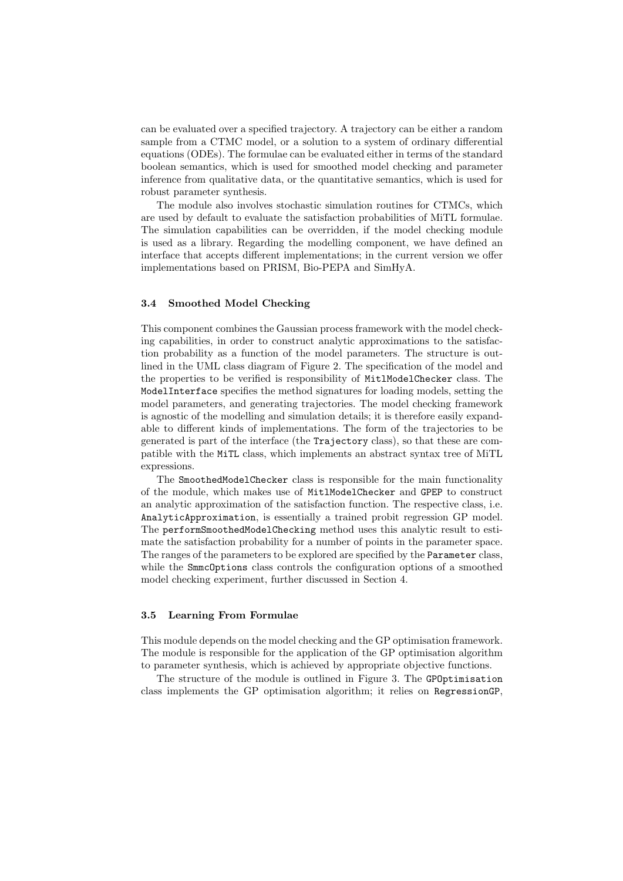can be evaluated over a specified trajectory. A trajectory can be either a random sample from a CTMC model, or a solution to a system of ordinary differential equations (ODEs). The formulae can be evaluated either in terms of the standard boolean semantics, which is used for smoothed model checking and parameter inference from qualitative data, or the quantitative semantics, which is used for robust parameter synthesis.

The module also involves stochastic simulation routines for CTMCs, which are used by default to evaluate the satisfaction probabilities of MiTL formulae. The simulation capabilities can be overridden, if the model checking module is used as a library. Regarding the modelling component, we have defined an interface that accepts different implementations; in the current version we offer implementations based on PRISM, Bio-PEPA and SimHyA.

### 3.4 Smoothed Model Checking

This component combines the Gaussian process framework with the model checking capabilities, in order to construct analytic approximations to the satisfaction probability as a function of the model parameters. The structure is outlined in the UML class diagram of Figure 2. The specification of the model and the properties to be verified is responsibility of `MitlModelChecker` class. The `ModelInterface` specifies the method signatures for loading models, setting the model parameters, and generating trajectories. The model checking framework is agnostic of the modelling and simulation details; it is therefore easily expandable to different kinds of implementations. The form of the trajectories to be generated is part of the interface (the `Trajectory` class), so that these are compatible with the `MiTL` class, which implements an abstract syntax tree of MiTL expressions.

The `SmoothedModelChecker` class is responsible for the main functionality of the module, which makes use of `MitlModelChecker` and `GPEP` to construct an analytic approximation of the satisfaction function. The respective class, i.e. `AnalyticApproximation`, is essentially a trained probit regression GP model. The `performSmoothedModelChecking` method uses this analytic result to estimate the satisfaction probability for a number of points in the parameter space. The ranges of the parameters to be explored are specified by the `Parameter` class, while the `SmmcOptions` class controls the configuration options of a smoothed model checking experiment, further discussed in Section 4.

### 3.5 Learning From Formulae

This module depends on the model checking and the GP optimisation framework. The module is responsible for the application of the GP optimisation algorithm to parameter synthesis, which is achieved by appropriate objective functions.

The structure of the module is outlined in Figure 3. The `GPOptimisation` class implements the GP optimisation algorithm; it relies on `RegressionGP`,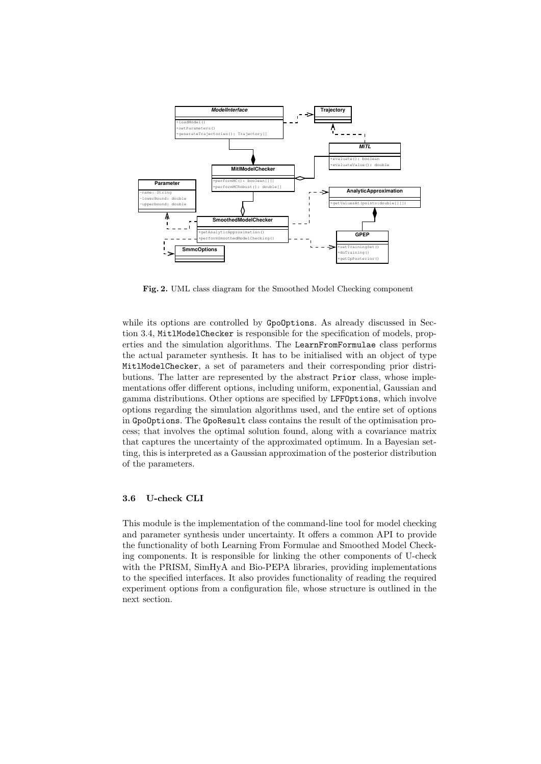Fig. 2. UML class diagram for the Smoothed Model Checking component

while its options are controlled by GpoOptions. As already discussed in Section 3.4, MitlModelChecker is responsible for the specification of models, properties and the simulation algorithms. The LearnFromFormulae class performs the actual parameter synthesis. It has to be initialised with an object of type MitlModelChecker, a set of parameters and their corresponding prior distributions. The latter are represented by the abstract Prior class, whose implementations offer different options, including uniform, exponential, Gaussian and gamma distributions. Other options are specified by LFFOptions, which involve options regarding the simulation algorithms used, and the entire set of options in GpoOptions. The GpoResult class contains the result of the optimisation process; that involves the optimal solution found, along with a covariance matrix that captures the uncertainty of the approximated optimum. In a Bayesian setting, this is interpreted as a Gaussian approximation of the posterior distribution of the parameters.

### 3.6 U-check CLI

This module is the implementation of the command-line tool for model checking and parameter synthesis under uncertainty. It offers a common API to provide the functionality of both Learning From Formulae and Smoothed Model Checking components. It is responsible for linking the other components of U-check with the PRISM, SimHyA and Bio-PEPA libraries, providing implementations to the specified interfaces. It also provides functionality of reading the required experiment options from a configuration file, whose structure is outlined in the next section.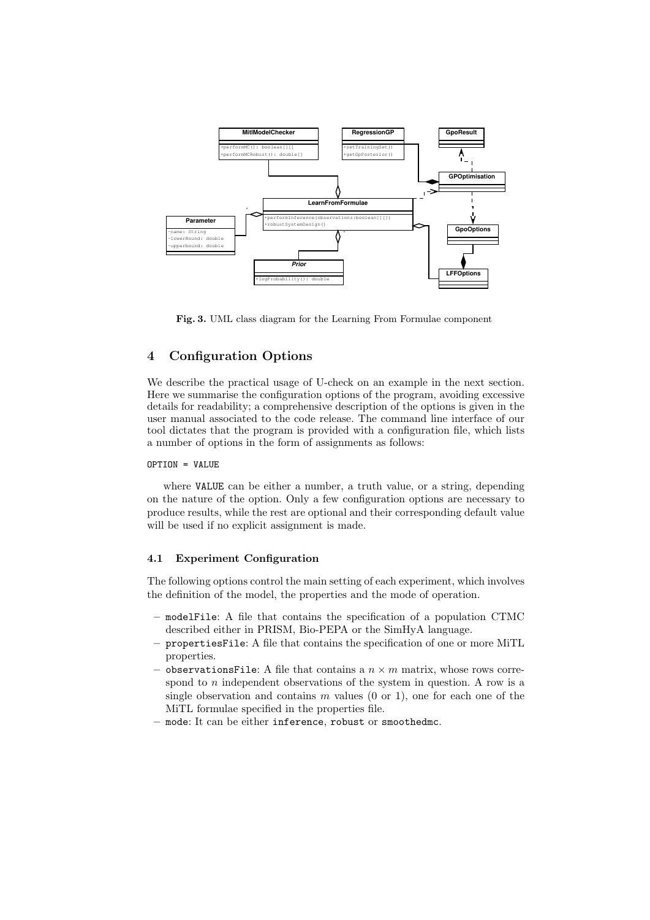**Fig. 3.** UML class diagram for the Learning From Formulae component

## 4 Configuration Options

We describe the practical usage of U-check on an example in the next section. Here we summarise the configuration options of the program, avoiding excessive details for readability; a comprehensive description of the options is given in the user manual associated to the code release. The command line interface of our tool dictates that the program is provided with a configuration file, which lists a number of options in the form of assignments as follows:

```
OPTION = VALUE
```

where VALUE can be either a number, a truth value, or a string, depending on the nature of the option. Only a few configuration options are necessary to produce results, while the rest are optional and their corresponding default value will be used if no explicit assignment is made.

### 4.1 Experiment Configuration

The following options control the main setting of each experiment, which involves the definition of the model, the properties and the mode of operation.

- modelFile: A file that contains the specification of a population CTMC described either in PRISM, Bio-PEPA or the SimHyA language.
- propertiesFile: A file that contains the specification of one or more MiTL properties.
- observationsFile: A file that contains a $n \times m$ matrix, whose rows correspond to $n$ independent observations of the system in question. A row is a single observation and contains $m$ values (0 or 1), one for each one of the MiTL formulae specified in the properties file.
- mode: It can be either inference, robust or smoothedmc.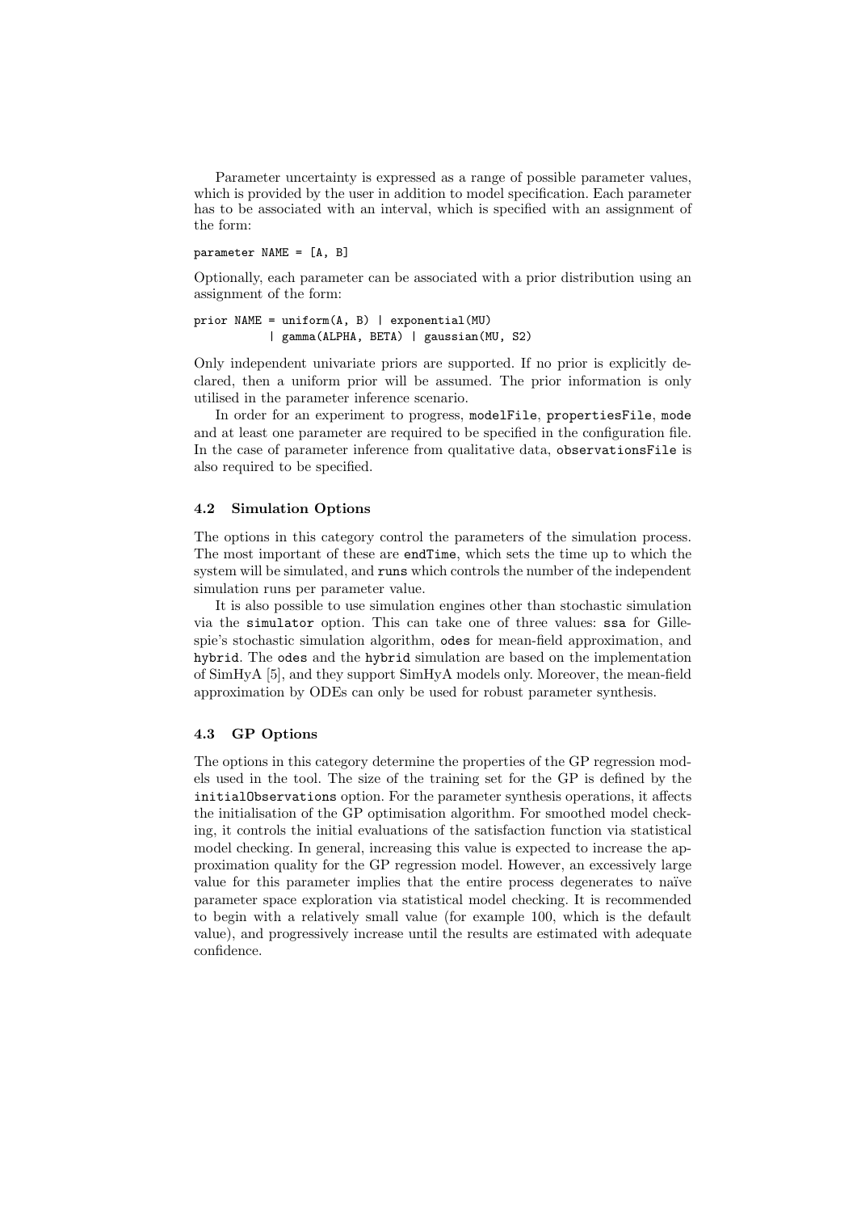Parameter uncertainty is expressed as a range of possible parameter values, which is provided by the user in addition to model specification. Each parameter has to be associated with an interval, which is specified with an assignment of the form:

```
parameter NAME = [A, B]
```

Optionally, each parameter can be associated with a prior distribution using an assignment of the form:

```
prior NAME = uniform(A, B) | exponential(MU)
           | gamma(ALPHA, BETA) | gaussian(MU, S2)
```

Only independent univariate priors are supported. If no prior is explicitly declared, then a uniform prior will be assumed. The prior information is only utilised in the parameter inference scenario.

In order for an experiment to progress, `modelFile`, `propertiesFile`, `mode` and at least one parameter are required to be specified in the configuration file. In the case of parameter inference from qualitative data, `observationsFile` is also required to be specified.

### 4.2 Simulation Options

The options in this category control the parameters of the simulation process. The most important of these are `endTime`, which sets the time up to which the system will be simulated, and `runs` which controls the number of the independent simulation runs per parameter value.

It is also possible to use simulation engines other than stochastic simulation via the `simulator` option. This can take one of three values: `ssa` for Gillespie's stochastic simulation algorithm, `odes` for mean-field approximation, and `hybrid`. The `odes` and the `hybrid` simulation are based on the implementation of SimHyA [5], and they support SimHyA models only. Moreover, the mean-field approximation by ODEs can only be used for robust parameter synthesis.

### 4.3 GP Options

The options in this category determine the properties of the GP regression models used in the tool. The size of the training set for the GP is defined by the `initialObservations` option. For the parameter synthesis operations, it affects the initialisation of the GP optimisation algorithm. For smoothed model checking, it controls the initial evaluations of the satisfaction function via statistical model checking. In general, increasing this value is expected to increase the approximation quality for the GP regression model. However, an excessively large value for this parameter implies that the entire process degenerates to naïve parameter space exploration via statistical model checking. It is recommended to begin with a relatively small value (for example 100, which is the default value), and progressively increase until the results are estimated with adequate confidence.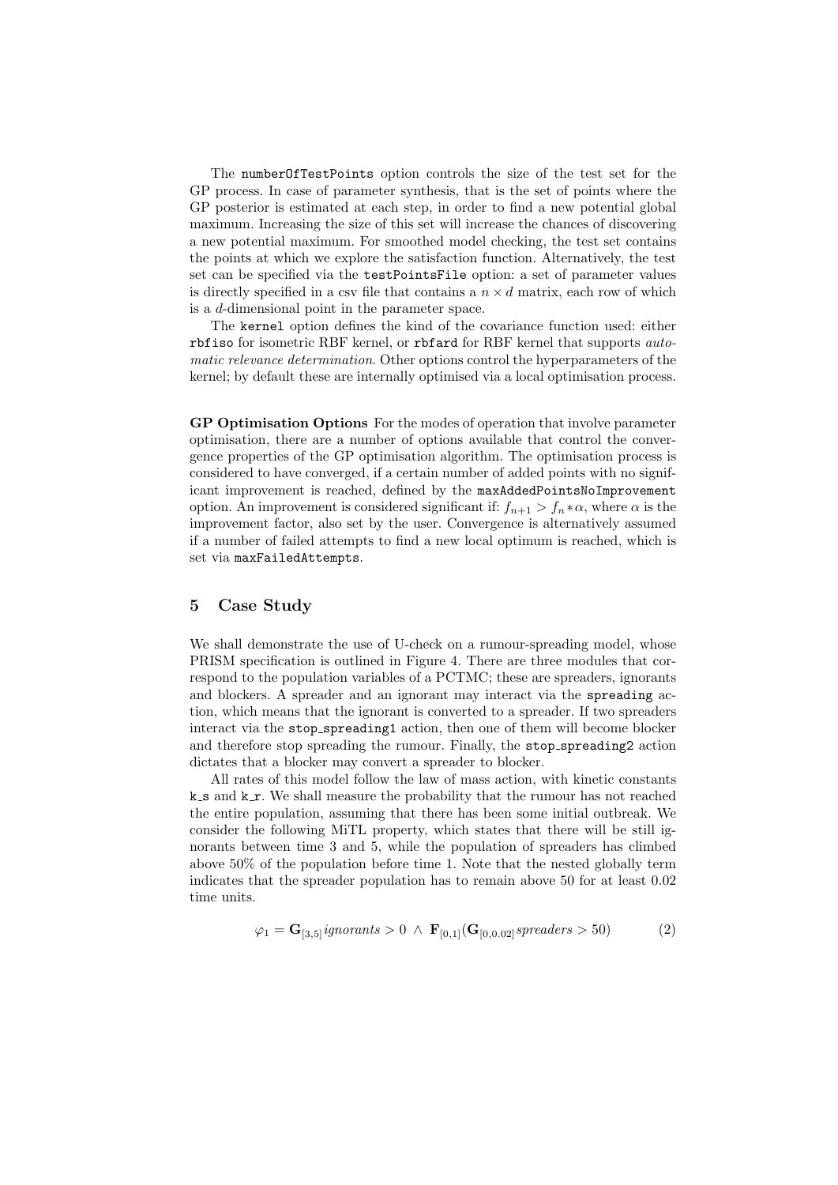The `numberOfTestPoints` option controls the size of the test set for the GP process. In case of parameter synthesis, that is the set of points where the GP posterior is estimated at each step, in order to find a new potential global maximum. Increasing the size of this set will increase the chances of discovering a new potential maximum. For smoothed model checking, the test set contains the points at which we explore the satisfaction function. Alternatively, the test set can be specified via the `testPointsFile` option: a set of parameter values is directly specified in a csv file that contains a $n \times d$ matrix, each row of which is a $d$-dimensional point in the parameter space.

The `kernel` option defines the kind of the covariance function used: either `rbfiso` for isometric RBF kernel, or `rbfard` for RBF kernel that supports *automatic relevance determination*. Other options control the hyperparameters of the kernel; by default these are internally optimised via a local optimisation process.

**GP Optimisation Options** For the modes of operation that involve parameter optimisation, there are a number of options available that control the convergence properties of the GP optimisation algorithm. The optimisation process is considered to have converged, if a certain number of added points with no significant improvement is reached, defined by the `maxAddedPointsNoImprovement` option. An improvement is considered significant if: $f_{n+1} > f_n * \alpha$, where $\alpha$ is the improvement factor, also set by the user. Convergence is alternatively assumed if a number of failed attempts to find a new local optimum is reached, which is set via `maxFailedAttempts`.

## 5 Case Study

We shall demonstrate the use of U-check on a rumour-spreading model, whose PRISM specification is outlined in Figure 4. There are three modules that correspond to the population variables of a PCTMC; these are spreaders, ignorants and blockers. A spreader and an ignorant may interact via the `spreading` action, which means that the ignorant is converted to a spreader. If two spreaders interact via the `stop_spreading1` action, then one of them will become blocker and therefore stop spreading the rumour. Finally, the `stop_spreading2` action dictates that a blocker may convert a spreader to blocker.

All rates of this model follow the law of mass action, with kinetic constants `k_s` and `k_r`. We shall measure the probability that the rumour has not reached the entire population, assuming that there has been some initial outbreak. We consider the following MiTL property, which states that there will be still ignorants between time 3 and 5, while the population of spreaders has climbed above 50% of the population before time 1. Note that the nested globally term indicates that the spreader population has to remain above 50 for at least 0.02 time units.

$$\varphi_1 = \mathbf{G}_{[3,5]}\, ignorants > 0 \;\wedge\; \mathbf{F}_{[0,1]}(\mathbf{G}_{[0,0.02]}\, spreaders > 50) \qquad (2)$$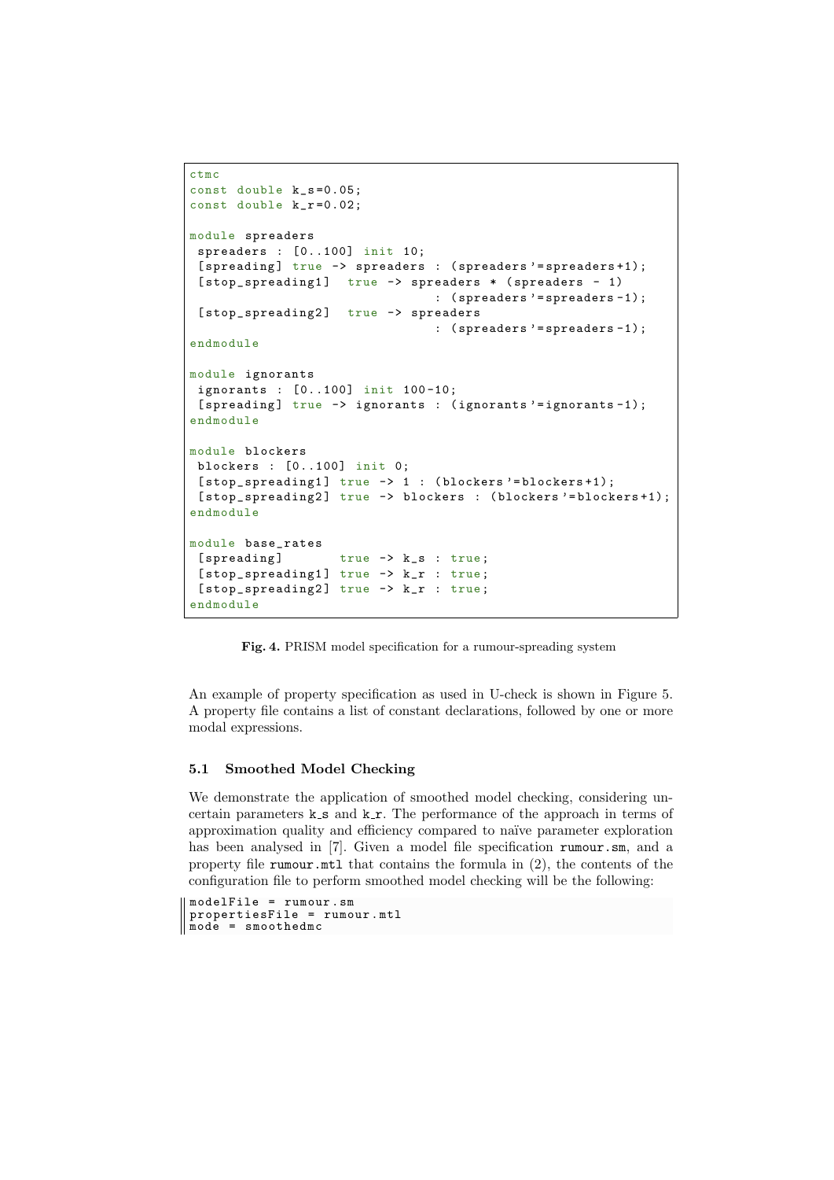```
ctmc
const double k_s=0.05;
const double k_r=0.02;

module spreaders
 spreaders : [0..100] init 10;
 [spreading] true -> spreaders : (spreaders'=spreaders+1);
 [stop_spreading1]  true -> spreaders * (spreaders - 1)
                              : (spreaders'=spreaders-1);
 [stop_spreading2]  true -> spreaders
                              : (spreaders'=spreaders-1);
endmodule

module ignorants
 ignorants : [0..100] init 100-10;
 [spreading] true -> ignorants : (ignorants'=ignorants-1);
endmodule

module blockers
 blockers : [0..100] init 0;
 [stop_spreading1] true -> 1 : (blockers'=blockers+1);
 [stop_spreading2] true -> blockers : (blockers'=blockers+1);
endmodule

module base_rates
 [spreading]       true -> k_s : true;
 [stop_spreading1] true -> k_r : true;
 [stop_spreading2] true -> k_r : true;
endmodule
```

**Fig. 4.** PRISM model specification for a rumour-spreading system

An example of property specification as used in U-check is shown in Figure 5. A property file contains a list of constant declarations, followed by one or more modal expressions.

### 5.1 Smoothed Model Checking

We demonstrate the application of smoothed model checking, considering uncertain parameters k_s and k_r. The performance of the approach in terms of approximation quality and efficiency compared to naïve parameter exploration has been analysed in [7]. Given a model file specification `rumour.sm`, and a property file `rumour.mtl` that contains the formula in (2), the contents of the configuration file to perform smoothed model checking will be the following:

```
modelFile = rumour.sm
propertiesFile = rumour.mtl
mode = smoothedmc
```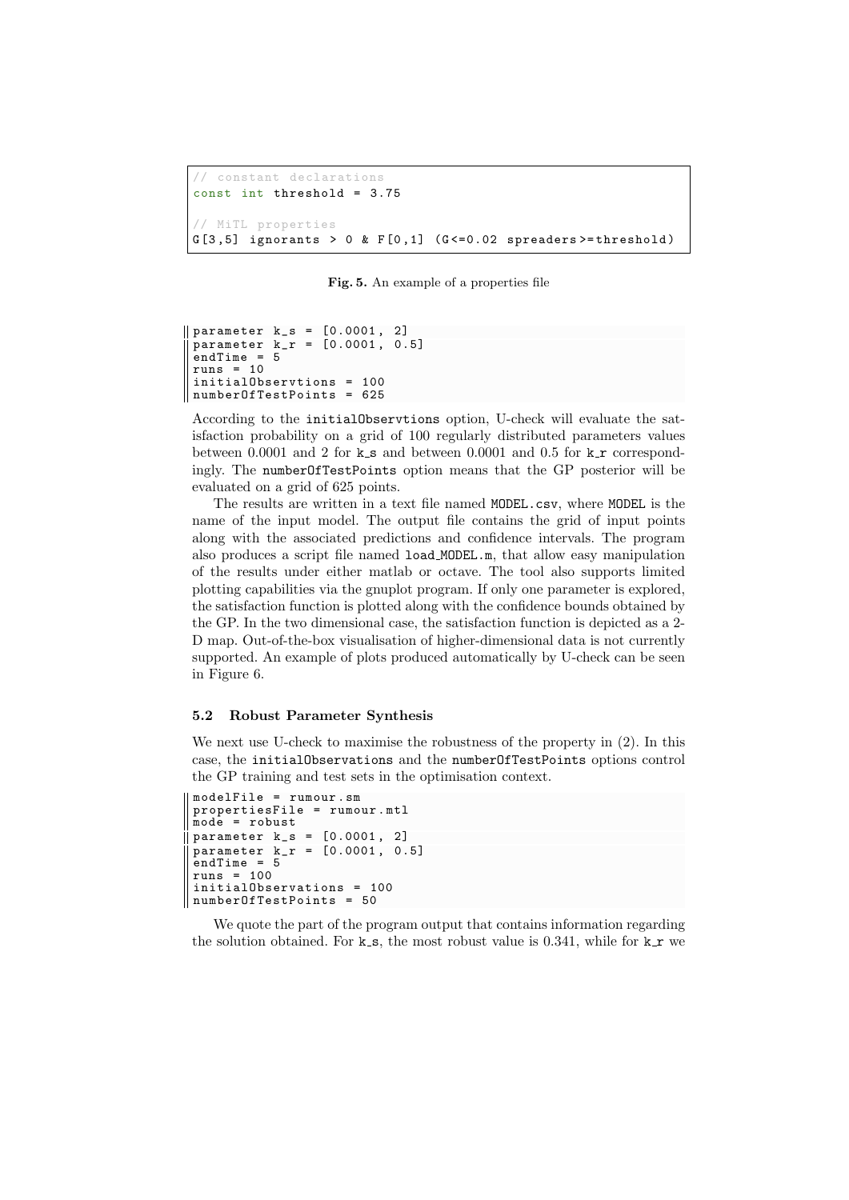```
// constant declarations
const int threshold = 3.75

// MiTL properties
G[3,5] ignorants > 0 & F[0,1] (G<=0.02 spreaders>=threshold)
```

**Fig. 5.** An example of a properties file

```
parameter k_s = [0.0001, 2]
parameter k_r = [0.0001, 0.5]
endTime = 5
runs = 10
initialObservtions = 100
numberOfTestPoints = 625
```

According to the `initialObservtions` option, U-check will evaluate the satisfaction probability on a grid of 100 regularly distributed parameters values between 0.0001 and 2 for `k_s` and between 0.0001 and 0.5 for `k_r` correspondingly. The `numberOfTestPoints` option means that the GP posterior will be evaluated on a grid of 625 points.

The results are written in a text file named `MODEL.csv`, where `MODEL` is the name of the input model. The output file contains the grid of input points along with the associated predictions and confidence intervals. The program also produces a script file named `load_MODEL.m`, that allow easy manipulation of the results under either matlab or octave. The tool also supports limited plotting capabilities via the gnuplot program. If only one parameter is explored, the satisfaction function is plotted along with the confidence bounds obtained by the GP. In the two dimensional case, the satisfaction function is depicted as a 2-D map. Out-of-the-box visualisation of higher-dimensional data is not currently supported. An example of plots produced automatically by U-check can be seen in Figure 6.

### 5.2 Robust Parameter Synthesis

We next use U-check to maximise the robustness of the property in (2). In this case, the `initialObservations` and the `numberOfTestPoints` options control the GP training and test sets in the optimisation context.

```
modelFile = rumour.sm
propertiesFile = rumour.mtl
mode = robust
parameter k_s = [0.0001, 2]
parameter k_r = [0.0001, 0.5]
endTime = 5
runs = 100
initialObservations = 100
numberOfTestPoints = 50
```

We quote the part of the program output that contains information regarding the solution obtained. For `k_s`, the most robust value is 0.341, while for `k_r` we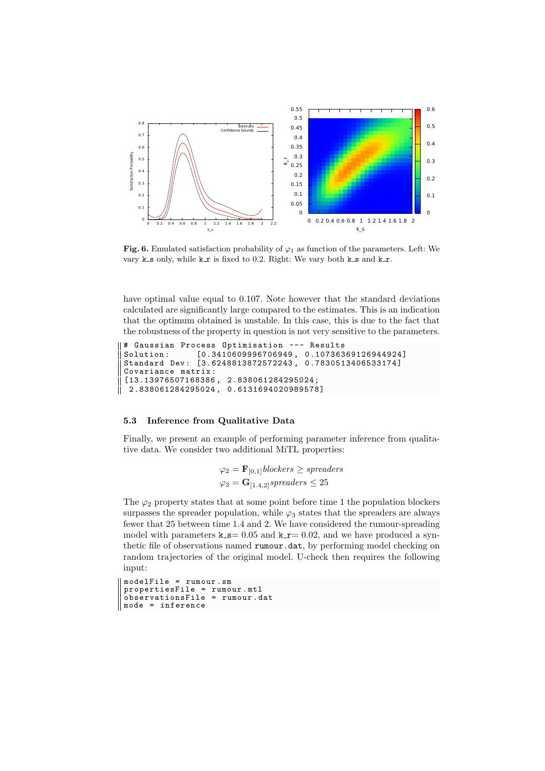**Fig. 6.** Emulated satisfaction probability of $\varphi_1$ as function of the parameters. Left: We vary `k_s` only, while `k_r` is fixed to 0.2. Right: We vary both `k_s` and `k_r`.

have optimal value equal to 0.107. Note however that the standard deviations calculated are significantly large compared to the estimates. This is an indication that the optimum obtained is unstable. In this case, this is due to the fact that the robustness of the property in question is not very sensitive to the parameters.

```
# Gaussian Process Optimisation --- Results
Solution:      [0.3410609996706949, 0.10736369126944924]
Standard Dev: [3.6248813872572243, 0.7830513406533174]
Covariance matrix:
[13.13976507168386, 2.838061284295024;
 2.838061284295024, 0.6131694020989578]
```

### 5.3 Inference from Qualitative Data

Finally, we present an example of performing parameter inference from qualitative data. We consider two additional MiTL properties:

$$\varphi_2 = \mathbf{F}_{[0,1]} \mathit{blockers} \geq \mathit{spreaders}$$
$$\varphi_3 = \mathbf{G}_{[1.4,2]} \mathit{spreaders} \leq 25$$

The $\varphi_2$ property states that at some point before time 1 the population blockers surpasses the spreader population, while $\varphi_3$ states that the spreaders are always fewer that 25 between time 1.4 and 2. We have considered the rumour-spreading model with parameters `k_s`= 0.05 and `k_r`= 0.02, and we have produced a synthetic file of observations named `rumour.dat`, by performing model checking on random trajectories of the original model. U-check then requires the following input:

```
modelFile = rumour.sm
propertiesFile = rumour.mtl
observationsFile = rumour.dat
mode = inference
```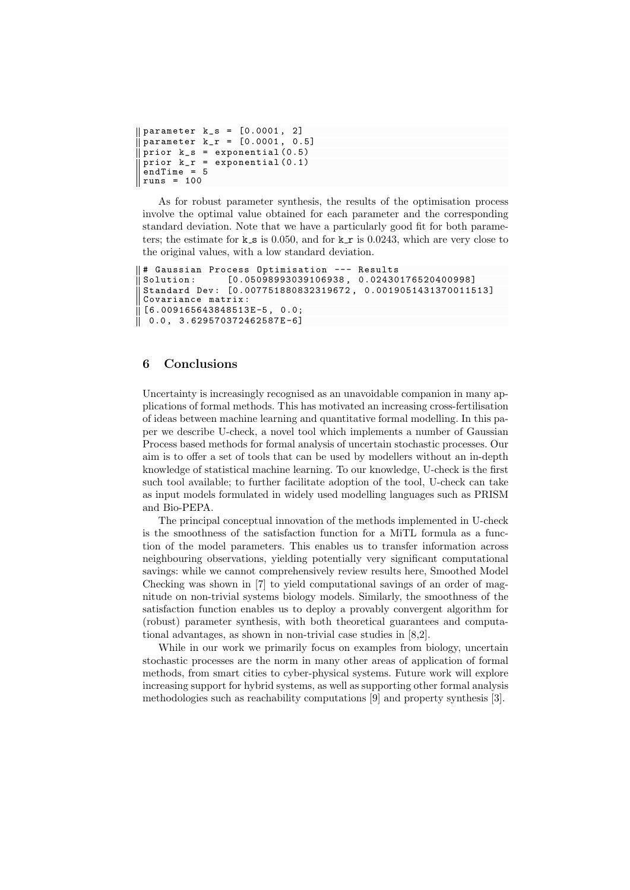```
parameter k_s = [0.0001, 2]
parameter k_r = [0.0001, 0.5]
prior k_s = exponential(0.5)
prior k_r = exponential(0.1)
endTime = 5
runs = 100
```

As for robust parameter synthesis, the results of the optimisation process involve the optimal value obtained for each parameter and the corresponding standard deviation. Note that we have a particularly good fit for both parameters; the estimate for k_s is 0.050, and for k_r is 0.0243, which are very close to the original values, with a low standard deviation.

```
# Gaussian Process Optimisation --- Results
Solution:      [0.05098993039106938, 0.02430176520400998]
Standard Dev: [0.007751880832319672, 0.0019051431370011513]
Covariance matrix:
[6.009165643848513E-5, 0.0;
 0.0, 3.629570372462587E-6]
```

## 6 Conclusions

Uncertainty is increasingly recognised as an unavoidable companion in many applications of formal methods. This has motivated an increasing cross-fertilisation of ideas between machine learning and quantitative formal modelling. In this paper we describe U-check, a novel tool which implements a number of Gaussian Process based methods for formal analysis of uncertain stochastic processes. Our aim is to offer a set of tools that can be used by modellers without an in-depth knowledge of statistical machine learning. To our knowledge, U-check is the first such tool available; to further facilitate adoption of the tool, U-check can take as input models formulated in widely used modelling languages such as PRISM and Bio-PEPA.

The principal conceptual innovation of the methods implemented in U-check is the smoothness of the satisfaction function for a MiTL formula as a function of the model parameters. This enables us to transfer information across neighbouring observations, yielding potentially very significant computational savings: while we cannot comprehensively review results here, Smoothed Model Checking was shown in [7] to yield computational savings of an order of magnitude on non-trivial systems biology models. Similarly, the smoothness of the satisfaction function enables us to deploy a provably convergent algorithm for (robust) parameter synthesis, with both theoretical guarantees and computational advantages, as shown in non-trivial case studies in [8,2].

While in our work we primarily focus on examples from biology, uncertain stochastic processes are the norm in many other areas of application of formal methods, from smart cities to cyber-physical systems. Future work will explore increasing support for hybrid systems, as well as supporting other formal analysis methodologies such as reachability computations [9] and property synthesis [3].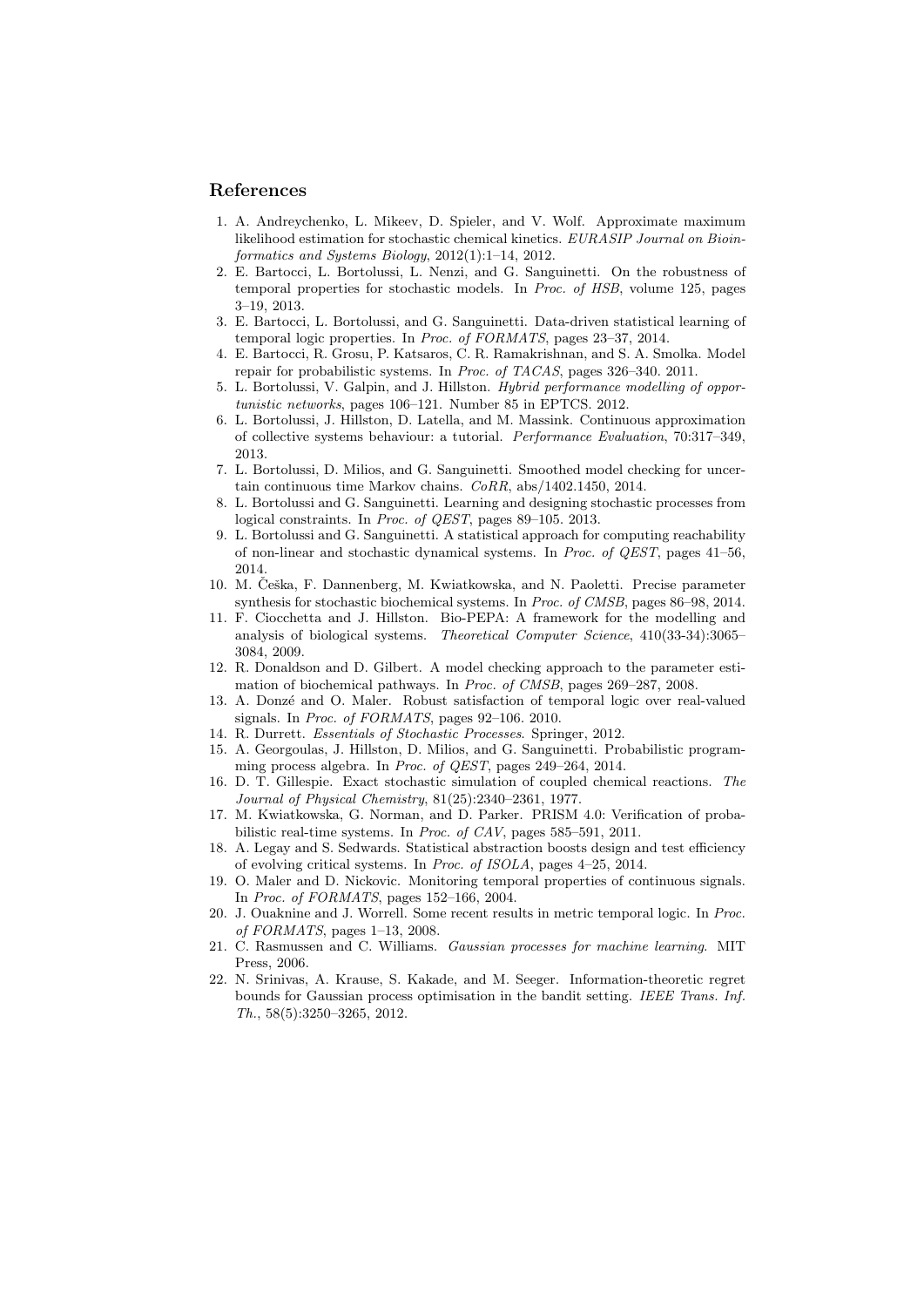## References

1. A. Andreychenko, L. Mikeev, D. Spieler, and V. Wolf. Approximate maximum likelihood estimation for stochastic chemical kinetics. *EURASIP Journal on Bioinformatics and Systems Biology*, 2012(1):1–14, 2012.
2. E. Bartocci, L. Bortolussi, L. Nenzi, and G. Sanguinetti. On the robustness of temporal properties for stochastic models. In *Proc. of HSB*, volume 125, pages 3–19, 2013.
3. E. Bartocci, L. Bortolussi, and G. Sanguinetti. Data-driven statistical learning of temporal logic properties. In *Proc. of FORMATS*, pages 23–37, 2014.
4. E. Bartocci, R. Grosu, P. Katsaros, C. R. Ramakrishnan, and S. A. Smolka. Model repair for probabilistic systems. In *Proc. of TACAS*, pages 326–340. 2011.
5. L. Bortolussi, V. Galpin, and J. Hillston. *Hybrid performance modelling of opportunistic networks*, pages 106–121. Number 85 in EPTCS. 2012.
6. L. Bortolussi, J. Hillston, D. Latella, and M. Massink. Continuous approximation of collective systems behaviour: a tutorial. *Performance Evaluation*, 70:317–349, 2013.
7. L. Bortolussi, D. Milios, and G. Sanguinetti. Smoothed model checking for uncertain continuous time Markov chains. *CoRR*, abs/1402.1450, 2014.
8. L. Bortolussi and G. Sanguinetti. Learning and designing stochastic processes from logical constraints. In *Proc. of QEST*, pages 89–105. 2013.
9. L. Bortolussi and G. Sanguinetti. A statistical approach for computing reachability of non-linear and stochastic dynamical systems. In *Proc. of QEST*, pages 41–56, 2014.
10. M. Češka, F. Dannenberg, M. Kwiatkowska, and N. Paoletti. Precise parameter synthesis for stochastic biochemical systems. In *Proc. of CMSB*, pages 86–98, 2014.
11. F. Ciocchetta and J. Hillston. Bio-PEPA: A framework for the modelling and analysis of biological systems. *Theoretical Computer Science*, 410(33-34):3065–3084, 2009.
12. R. Donaldson and D. Gilbert. A model checking approach to the parameter estimation of biochemical pathways. In *Proc. of CMSB*, pages 269–287, 2008.
13. A. Donzé and O. Maler. Robust satisfaction of temporal logic over real-valued signals. In *Proc. of FORMATS*, pages 92–106. 2010.
14. R. Durrett. *Essentials of Stochastic Processes*. Springer, 2012.
15. A. Georgoulas, J. Hillston, D. Milios, and G. Sanguinetti. Probabilistic programming process algebra. In *Proc. of QEST*, pages 249–264, 2014.
16. D. T. Gillespie. Exact stochastic simulation of coupled chemical reactions. *The Journal of Physical Chemistry*, 81(25):2340–2361, 1977.
17. M. Kwiatkowska, G. Norman, and D. Parker. PRISM 4.0: Verification of probabilistic real-time systems. In *Proc. of CAV*, pages 585–591, 2011.
18. A. Legay and S. Sedwards. Statistical abstraction boosts design and test efficiency of evolving critical systems. In *Proc. of ISOLA*, pages 4–25, 2014.
19. O. Maler and D. Nickovic. Monitoring temporal properties of continuous signals. In *Proc. of FORMATS*, pages 152–166, 2004.
20. J. Ouaknine and J. Worrell. Some recent results in metric temporal logic. In *Proc. of FORMATS*, pages 1–13, 2008.
21. C. Rasmussen and C. Williams. *Gaussian processes for machine learning*. MIT Press, 2006.
22. N. Srinivas, A. Krause, S. Kakade, and M. Seeger. Information-theoretic regret bounds for Gaussian process optimisation in the bandit setting. *IEEE Trans. Inf. Th.*, 58(5):3250–3265, 2012.